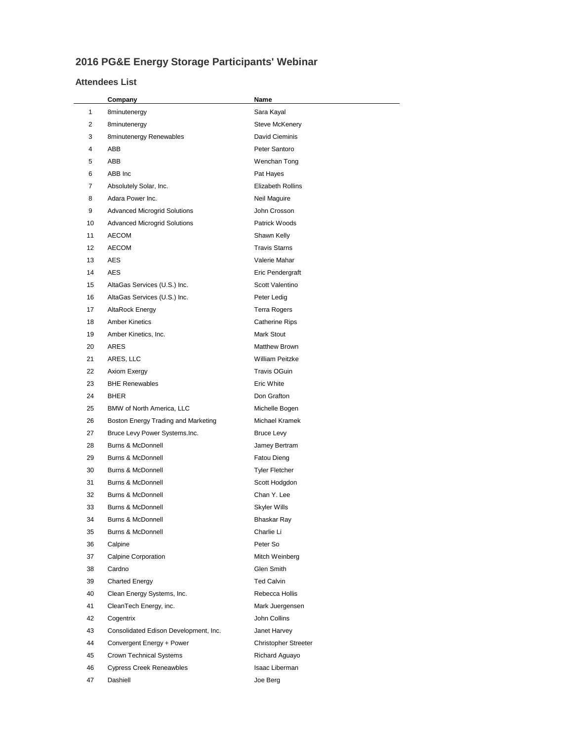# 2016 PG&E Energy Storage Participants' Webinar

## Attendees List

| | Company | Name |
|---|---|---|
| 1 | 8minutenergy | Sara Kayal |
| 2 | 8minutenergy | Steve McKenery |
| 3 | 8minutenergy Renewables | David Cieminis |
| 4 | ABB | Peter Santoro |
| 5 | ABB | Wenchan Tong |
| 6 | ABB Inc | Pat Hayes |
| 7 | Absolutely Solar, Inc. | Elizabeth Rollins |
| 8 | Adara Power Inc. | Neil Maguire |
| 9 | Advanced Microgrid Solutions | John Crosson |
| 10 | Advanced Microgrid Solutions | Patrick Woods |
| 11 | AECOM | Shawn Kelly |
| 12 | AECOM | Travis Starns |
| 13 | AES | Valerie Mahar |
| 14 | AES | Eric Pendergraft |
| 15 | AltaGas Services (U.S.) Inc. | Scott Valentino |
| 16 | AltaGas Services (U.S.) Inc. | Peter Ledig |
| 17 | AltaRock Energy | Terra Rogers |
| 18 | Amber Kinetics | Catherine Rips |
| 19 | Amber Kinetics, Inc. | Mark Stout |
| 20 | ARES | Matthew Brown |
| 21 | ARES, LLC | William Peitzke |
| 22 | Axiom Exergy | Travis OGuin |
| 23 | BHE Renewables | Eric White |
| 24 | BHER | Don Grafton |
| 25 | BMW of North America, LLC | Michelle Bogen |
| 26 | Boston Energy Trading and Marketing | Michael Kramek |
| 27 | Bruce Levy Power Systems.Inc. | Bruce Levy |
| 28 | Burns & McDonnell | Jamey Bertram |
| 29 | Burns & McDonnell | Fatou Dieng |
| 30 | Burns & McDonnell | Tyler Fletcher |
| 31 | Burns & McDonnell | Scott Hodgdon |
| 32 | Burns & McDonnell | Chan Y. Lee |
| 33 | Burns & McDonnell | Skyler Wills |
| 34 | Burns & McDonnell | Bhaskar Ray |
| 35 | Burns & McDonnell | Charlie Li |
| 36 | Calpine | Peter So |
| 37 | Calpine Corporation | Mitch Weinberg |
| 38 | Cardno | Glen Smith |
| 39 | Charted Energy | Ted Calvin |
| 40 | Clean Energy Systems, Inc. | Rebecca Hollis |
| 41 | CleanTech Energy, inc. | Mark Juergensen |
| 42 | Cogentrix | John Collins |
| 43 | Consolidated Edison Development, Inc. | Janet Harvey |
| 44 | Convergent Energy + Power | Christopher Streeter |
| 45 | Crown Technical Systems | Richard Aguayo |
| 46 | Cypress Creek Reneawbles | Isaac Liberman |
| 47 | Dashiell | Joe Berg |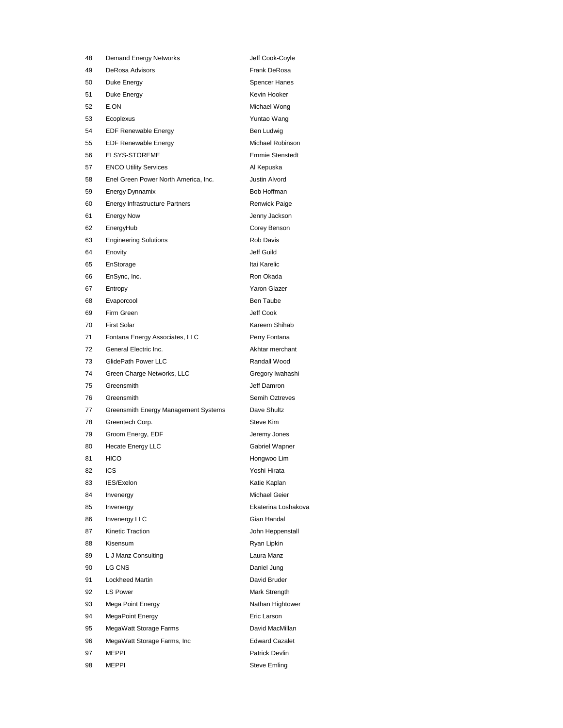| | | |
|---|---|---|
| 48 | Demand Energy Networks | Jeff Cook-Coyle |
| 49 | DeRosa Advisors | Frank DeRosa |
| 50 | Duke Energy | Spencer Hanes |
| 51 | Duke Energy | Kevin Hooker |
| 52 | E.ON | Michael Wong |
| 53 | Ecoplexus | Yuntao Wang |
| 54 | EDF Renewable Energy | Ben Ludwig |
| 55 | EDF Renewable Energy | Michael Robinson |
| 56 | ELSYS-STOREME | Emmie Stenstedt |
| 57 | ENCO Utility Services | Al Kepuska |
| 58 | Enel Green Power North America, Inc. | Justin Alvord |
| 59 | Energy Dynnamix | Bob Hoffman |
| 60 | Energy Infrastructure Partners | Renwick Paige |
| 61 | Energy Now | Jenny Jackson |
| 62 | EnergyHub | Corey Benson |
| 63 | Engineering Solutions | Rob Davis |
| 64 | Enovity | Jeff Guild |
| 65 | EnStorage | Itai Karelic |
| 66 | EnSync, Inc. | Ron Okada |
| 67 | Entropy | Yaron Glazer |
| 68 | Evaporcool | Ben Taube |
| 69 | Firm Green | Jeff Cook |
| 70 | First Solar | Kareem Shihab |
| 71 | Fontana Energy Associates, LLC | Perry Fontana |
| 72 | General Electric Inc. | Akhtar merchant |
| 73 | GlidePath Power LLC | Randall Wood |
| 74 | Green Charge Networks, LLC | Gregory Iwahashi |
| 75 | Greensmith | Jeff Damron |
| 76 | Greensmith | Semih Oztreves |
| 77 | Greensmith Energy Management Systems | Dave Shultz |
| 78 | Greentech Corp. | Steve Kim |
| 79 | Groom Energy, EDF | Jeremy Jones |
| 80 | Hecate Energy LLC | Gabriel Wapner |
| 81 | HICO | Hongwoo Lim |
| 82 | ICS | Yoshi Hirata |
| 83 | IES/Exelon | Katie Kaplan |
| 84 | Invenergy | Michael Geier |
| 85 | Invenergy | Ekaterina Loshakova |
| 86 | Invenergy LLC | Gian Handal |
| 87 | Kinetic Traction | John Heppenstall |
| 88 | Kisensum | Ryan Lipkin |
| 89 | L J Manz Consulting | Laura Manz |
| 90 | LG CNS | Daniel Jung |
| 91 | Lockheed Martin | David Bruder |
| 92 | LS Power | Mark Strength |
| 93 | Mega Point Energy | Nathan Hightower |
| 94 | MegaPoint Energy | Eric Larson |
| 95 | MegaWatt Storage Farms | David MacMillan |
| 96 | MegaWatt Storage Farms, Inc | Edward Cazalet |
| 97 | MEPPI | Patrick Devlin |
| 98 | MEPPI | Steve Emling |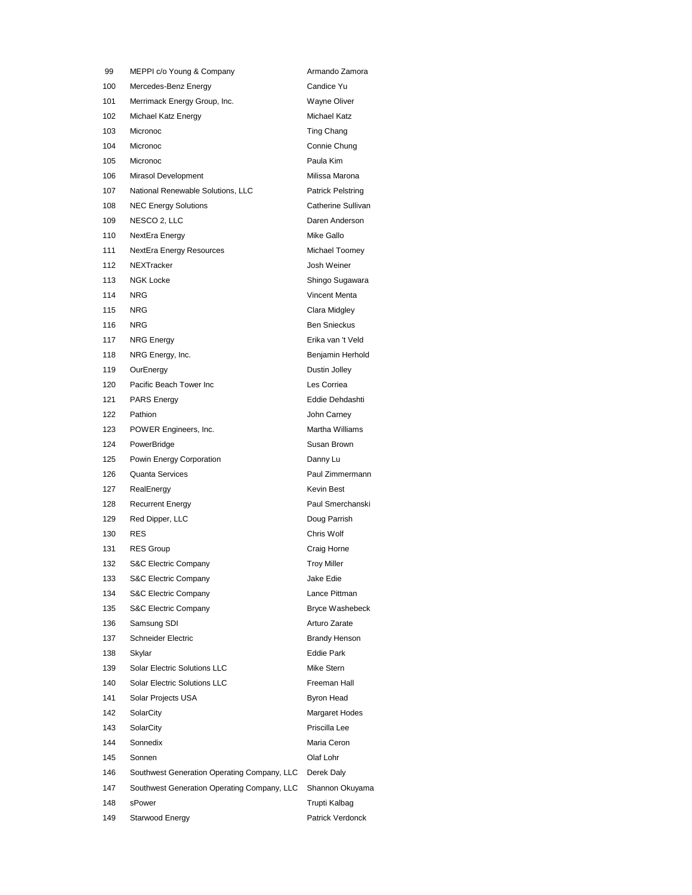| | | |
|---|---|---|
| 99 | MEPPI c/o Young & Company | Armando Zamora |
| 100 | Mercedes-Benz Energy | Candice Yu |
| 101 | Merrimack Energy Group, Inc. | Wayne Oliver |
| 102 | Michael Katz Energy | Michael Katz |
| 103 | Micronoc | Ting Chang |
| 104 | Micronoc | Connie Chung |
| 105 | Micronoc | Paula Kim |
| 106 | Mirasol Development | Milissa Marona |
| 107 | National Renewable Solutions, LLC | Patrick Pelstring |
| 108 | NEC Energy Solutions | Catherine Sullivan |
| 109 | NESCO 2, LLC | Daren Anderson |
| 110 | NextEra Energy | Mike Gallo |
| 111 | NextEra Energy Resources | Michael Toomey |
| 112 | NEXTracker | Josh Weiner |
| 113 | NGK Locke | Shingo Sugawara |
| 114 | NRG | Vincent Menta |
| 115 | NRG | Clara Midgley |
| 116 | NRG | Ben Snieckus |
| 117 | NRG Energy | Erika van 't Veld |
| 118 | NRG Energy, Inc. | Benjamin Herhold |
| 119 | OurEnergy | Dustin Jolley |
| 120 | Pacific Beach Tower Inc | Les Corriea |
| 121 | PARS Energy | Eddie Dehdashti |
| 122 | Pathion | John Carney |
| 123 | POWER Engineers, Inc. | Martha Williams |
| 124 | PowerBridge | Susan Brown |
| 125 | Powin Energy Corporation | Danny Lu |
| 126 | Quanta Services | Paul Zimmermann |
| 127 | RealEnergy | Kevin Best |
| 128 | Recurrent Energy | Paul Smerchanski |
| 129 | Red Dipper, LLC | Doug Parrish |
| 130 | RES | Chris Wolf |
| 131 | RES Group | Craig Horne |
| 132 | S&C Electric Company | Troy Miller |
| 133 | S&C Electric Company | Jake Edie |
| 134 | S&C Electric Company | Lance Pittman |
| 135 | S&C Electric Company | Bryce Washebeck |
| 136 | Samsung SDI | Arturo Zarate |
| 137 | Schneider Electric | Brandy Henson |
| 138 | Skylar | Eddie Park |
| 139 | Solar Electric Solutions LLC | Mike Stern |
| 140 | Solar Electric Solutions LLC | Freeman Hall |
| 141 | Solar Projects USA | Byron Head |
| 142 | SolarCity | Margaret Hodes |
| 143 | SolarCity | Priscilla Lee |
| 144 | Sonnedix | Maria Ceron |
| 145 | Sonnen | Olaf Lohr |
| 146 | Southwest Generation Operating Company, LLC | Derek Daly |
| 147 | Southwest Generation Operating Company, LLC | Shannon Okuyama |
| 148 | sPower | Trupti Kalbag |
| 149 | Starwood Energy | Patrick Verdonck |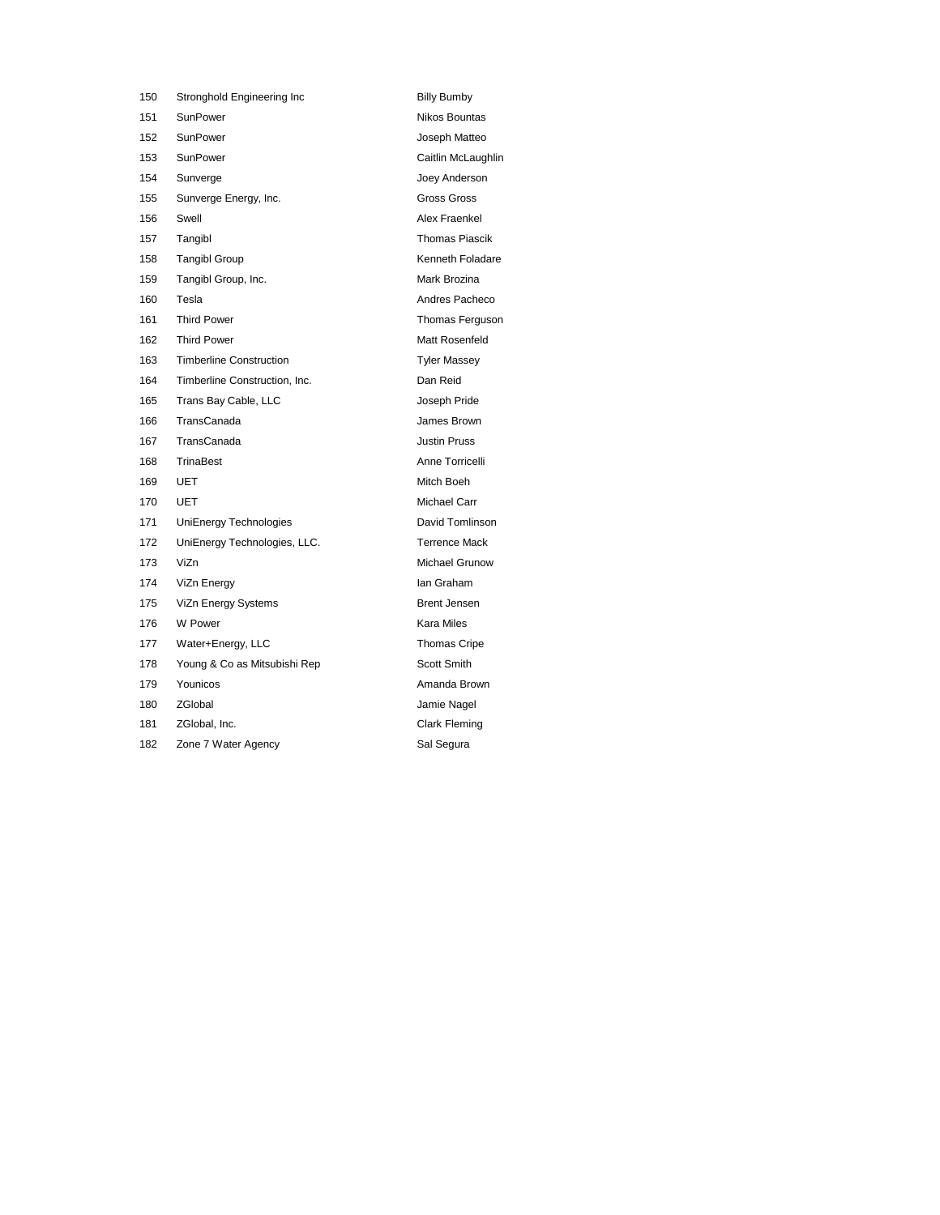| | | |
|---|---|---|
| 150 | Stronghold Engineering Inc | Billy Bumby |
| 151 | SunPower | Nikos Bountas |
| 152 | SunPower | Joseph Matteo |
| 153 | SunPower | Caitlin McLaughlin |
| 154 | Sunverge | Joey Anderson |
| 155 | Sunverge Energy, Inc. | Gross Gross |
| 156 | Swell | Alex Fraenkel |
| 157 | Tangibl | Thomas Piascik |
| 158 | Tangibl Group | Kenneth Foladare |
| 159 | Tangibl Group, Inc. | Mark Brozina |
| 160 | Tesla | Andres Pacheco |
| 161 | Third Power | Thomas Ferguson |
| 162 | Third Power | Matt Rosenfeld |
| 163 | Timberline Construction | Tyler Massey |
| 164 | Timberline Construction, Inc. | Dan Reid |
| 165 | Trans Bay Cable, LLC | Joseph Pride |
| 166 | TransCanada | James Brown |
| 167 | TransCanada | Justin Pruss |
| 168 | TrinaBest | Anne Torricelli |
| 169 | UET | Mitch Boeh |
| 170 | UET | Michael Carr |
| 171 | UniEnergy Technologies | David Tomlinson |
| 172 | UniEnergy Technologies, LLC. | Terrence Mack |
| 173 | ViZn | Michael Grunow |
| 174 | ViZn Energy | Ian Graham |
| 175 | ViZn Energy Systems | Brent Jensen |
| 176 | W Power | Kara Miles |
| 177 | Water+Energy, LLC | Thomas Cripe |
| 178 | Young & Co as Mitsubishi Rep | Scott Smith |
| 179 | Younicos | Amanda Brown |
| 180 | ZGlobal | Jamie Nagel |
| 181 | ZGlobal, Inc. | Clark Fleming |
| 182 | Zone 7 Water Agency | Sal Segura |